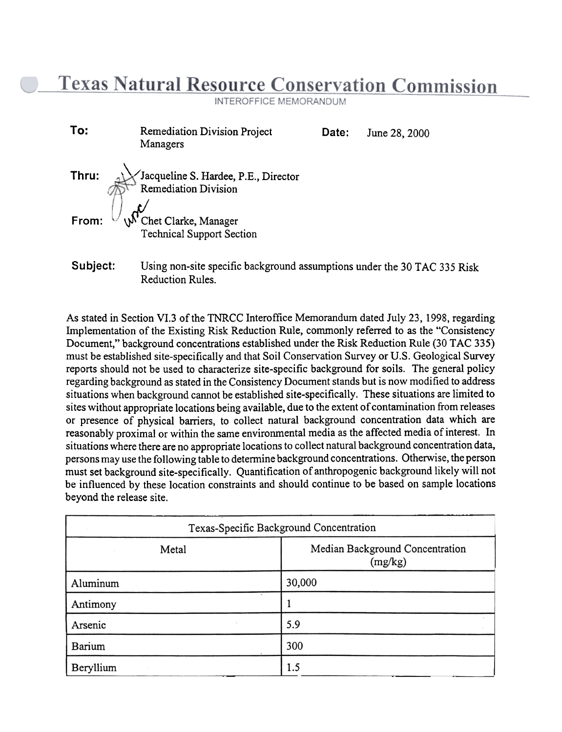# Texas Natural Resource Conservation Commission

INTEROFFICE MEMORANDUM

**To:** Remediation Division Project Managers

**Date:** June 28, 2000

**Thru:** Jacqueline S. Hardee, P.E., Director
Remediation Division

**From:** Chet Clarke, Manager
Technical Support Section

**Subject:** Using non-site specific background assumptions under the 30 TAC 335 Risk Reduction Rules.

As stated in Section VI.3 of the TNRCC Interoffice Memorandum dated July 23, 1998, regarding Implementation of the Existing Risk Reduction Rule, commonly referred to as the "Consistency Document," background concentrations established under the Risk Reduction Rule (30 TAC 335) must be established site-specifically and that Soil Conservation Survey or U.S. Geological Survey reports should not be used to characterize site-specific background for soils. The general policy regarding background as stated in the Consistency Document stands but is now modified to address situations when background cannot be established site-specifically. These situations are limited to sites without appropriate locations being available, due to the extent of contamination from releases or presence of physical barriers, to collect natural background concentration data which are reasonably proximal or within the same environmental media as the affected media of interest. In situations where there are no appropriate locations to collect natural background concentration data, persons may use the following table to determine background concentrations. Otherwise, the person must set background site-specifically. Quantification of anthropogenic background likely will not be influenced by these location constraints and should continue to be based on sample locations beyond the release site.

| Texas-Specific Background Concentration | |
|---|---|
| Metal | Median Background Concentration (mg/kg) |
| Aluminum | 30,000 |
| Antimony | 1 |
| Arsenic | 5.9 |
| Barium | 300 |
| Beryllium | 1.5 |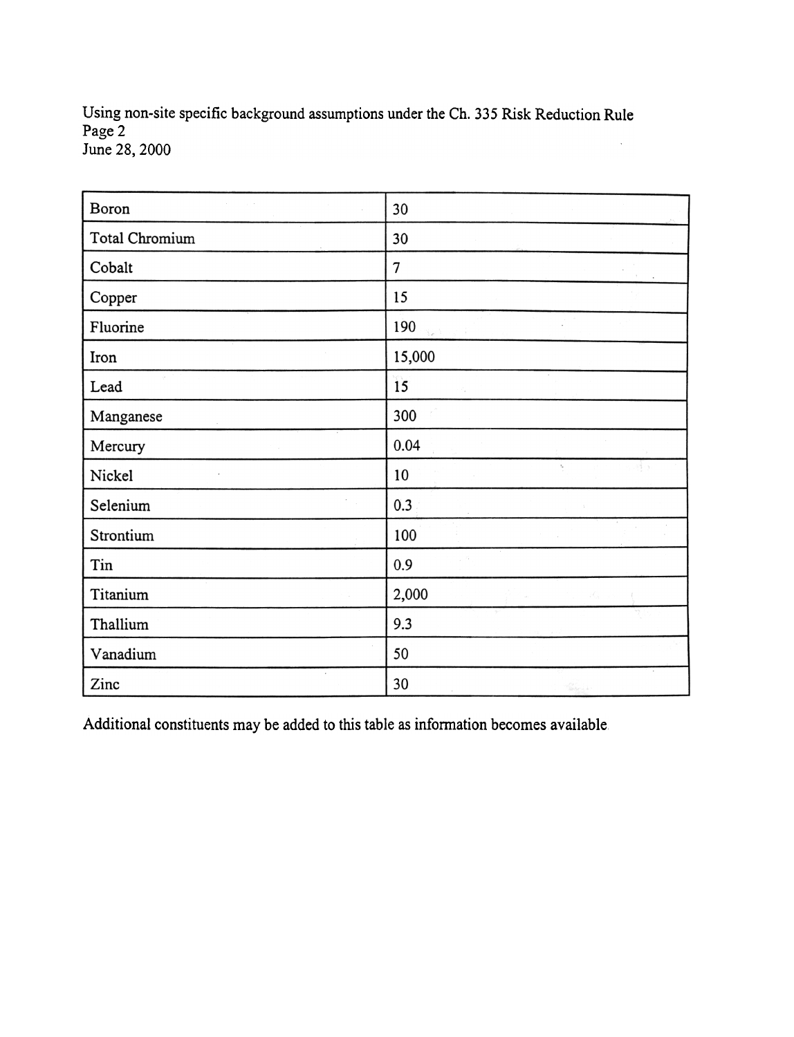| | |
|---|---|
| Boron | 30 |
| Total Chromium | 30 |
| Cobalt | 7 |
| Copper | 15 |
| Fluorine | 190 |
| Iron | 15,000 |
| Lead | 15 |
| Manganese | 300 |
| Mercury | 0.04 |
| Nickel | 10 |
| Selenium | 0.3 |
| Strontium | 100 |
| Tin | 0.9 |
| Titanium | 2,000 |
| Thallium | 9.3 |
| Vanadium | 50 |
| Zinc | 30 |

Additional constituents may be added to this table as information becomes available